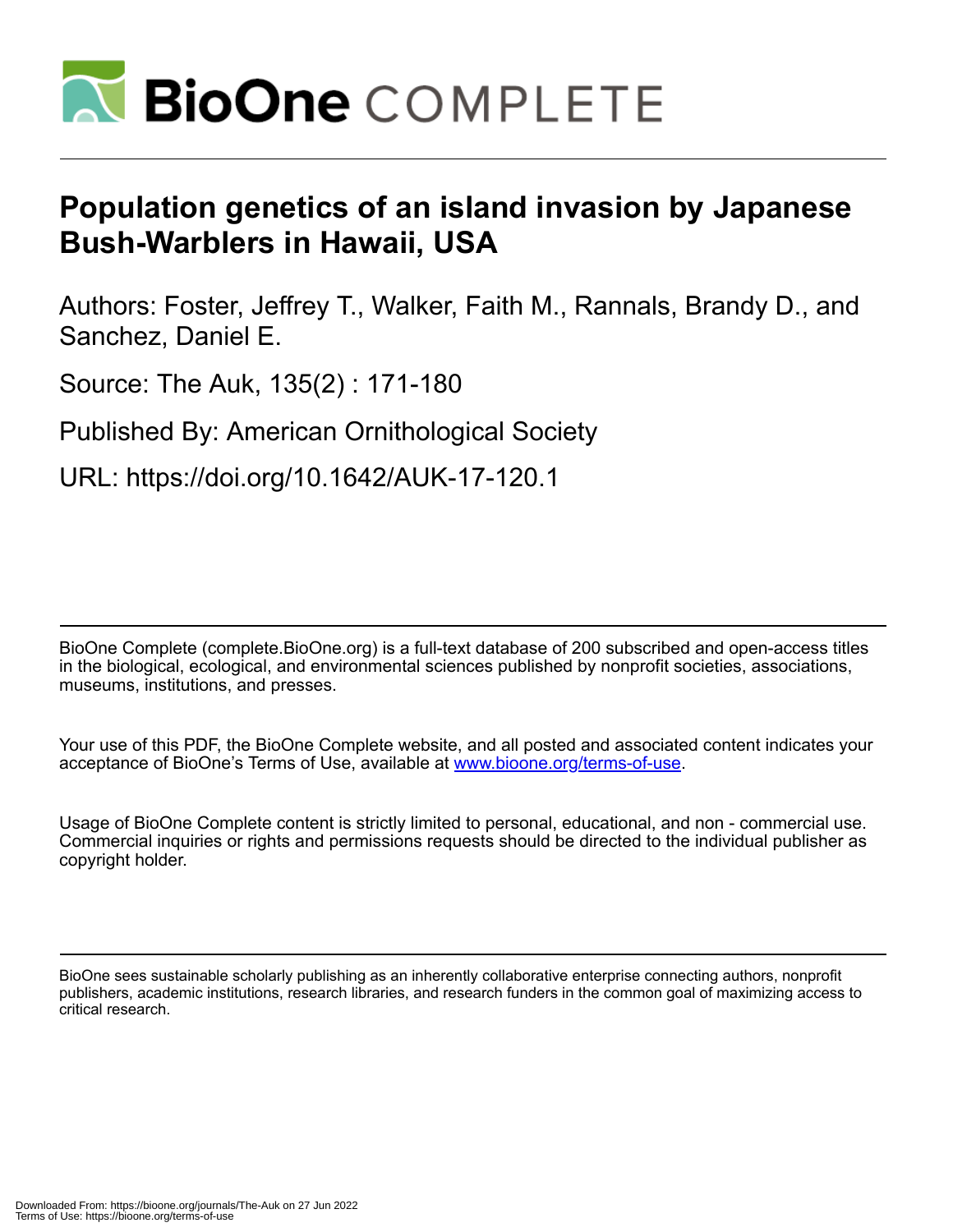# Population genetics of an island invasion by Japanese Bush-Warblers in Hawaii, USA

Authors: Foster, Jeffrey T., Walker, Faith M., Rannals, Brandy D., and Sanchez, Daniel E.

Source: The Auk, 135(2) : 171-180

Published By: American Ornithological Society

URL: https://doi.org/10.1642/AUK-17-120.1

BioOne Complete (complete.BioOne.org) is a full-text database of 200 subscribed and open-access titles in the biological, ecological, and environmental sciences published by nonprofit societies, associations, museums, institutions, and presses.

Your use of this PDF, the BioOne Complete website, and all posted and associated content indicates your acceptance of BioOne's Terms of Use, available at www.bioone.org/terms-of-use.

Usage of BioOne Complete content is strictly limited to personal, educational, and non - commercial use. Commercial inquiries or rights and permissions requests should be directed to the individual publisher as copyright holder.

BioOne sees sustainable scholarly publishing as an inherently collaborative enterprise connecting authors, nonprofit publishers, academic institutions, research libraries, and research funders in the common goal of maximizing access to critical research.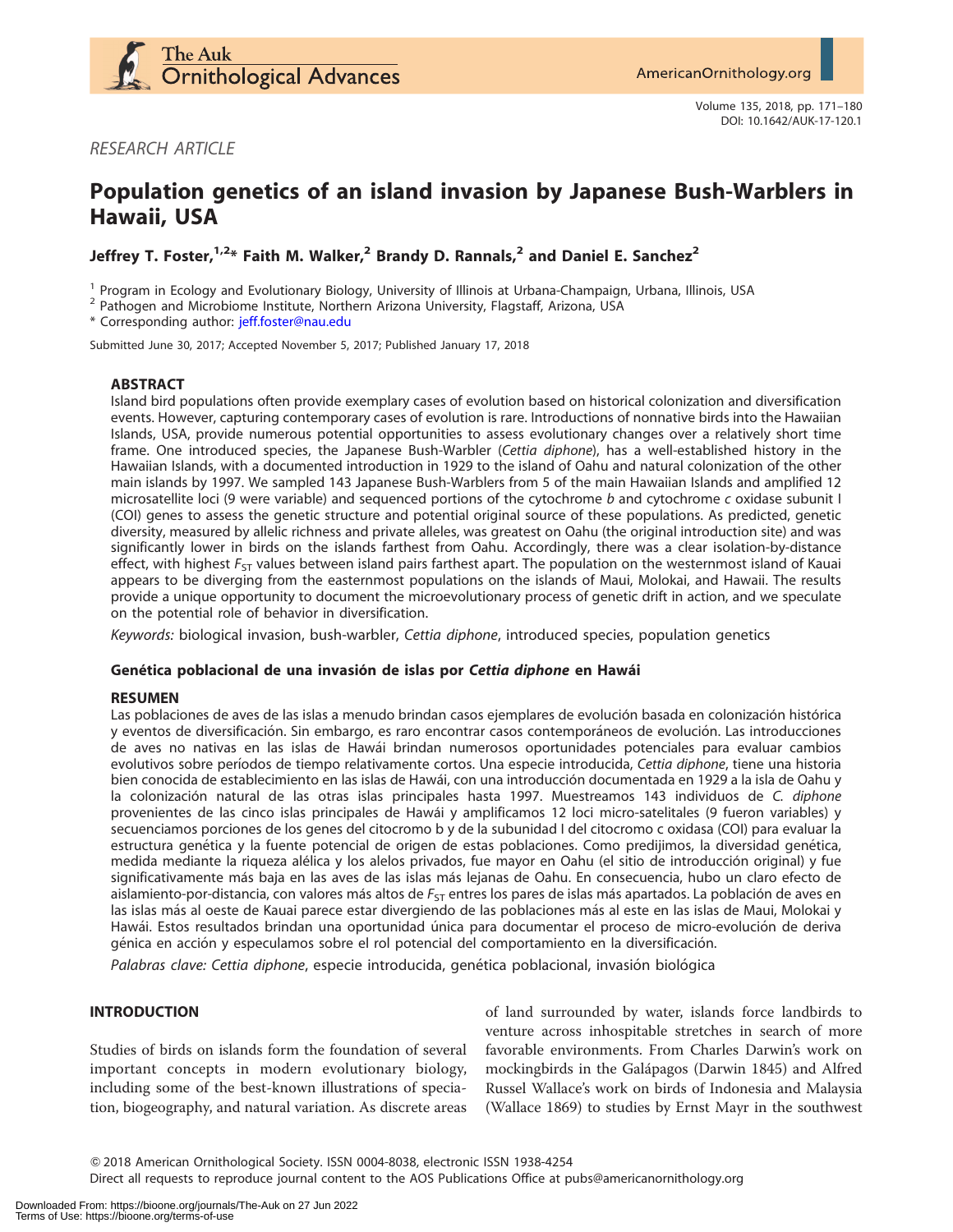RESEARCH ARTICLE

# Population genetics of an island invasion by Japanese Bush-Warblers in Hawaii, USA

**Jeffrey T. Foster,[1,2]* Faith M. Walker,[2] Brandy D. Rannals,[2] and Daniel E. Sanchez[2]**

[1] Program in Ecology and Evolutionary Biology, University of Illinois at Urbana-Champaign, Urbana, Illinois, USA
[2] Pathogen and Microbiome Institute, Northern Arizona University, Flagstaff, Arizona, USA
* Corresponding author: jeff.foster@nau.edu

Submitted June 30, 2017; Accepted November 5, 2017; Published January 17, 2018

## ABSTRACT

Island bird populations often provide exemplary cases of evolution based on historical colonization and diversification events. However, capturing contemporary cases of evolution is rare. Introductions of nonnative birds into the Hawaiian Islands, USA, provide numerous potential opportunities to assess evolutionary changes over a relatively short time frame. One introduced species, the Japanese Bush-Warbler (*Cettia diphone*), has a well-established history in the Hawaiian Islands, with a documented introduction in 1929 to the island of Oahu and natural colonization of the other main islands by 1997. We sampled 143 Japanese Bush-Warblers from 5 of the main Hawaiian Islands and amplified 12 microsatellite loci (9 were variable) and sequenced portions of the cytochrome *b* and cytochrome *c* oxidase subunit I (COI) genes to assess the genetic structure and potential original source of these populations. As predicted, genetic diversity, measured by allelic richness and private alleles, was greatest on Oahu (the original introduction site) and was significantly lower in birds on the islands farthest from Oahu. Accordingly, there was a clear isolation-by-distance effect, with highest $F_{ST}$ values between island pairs farthest apart. The population on the westernmost island of Kauai appears to be diverging from the easternmost populations on the islands of Maui, Molokai, and Hawaii. The results provide a unique opportunity to document the microevolutionary process of genetic drift in action, and we speculate on the potential role of behavior in diversification.

*Keywords:* biological invasion, bush-warbler, *Cettia diphone*, introduced species, population genetics

### Genética poblacional de una invasión de islas por *Cettia diphone* en Hawái

## RESUMEN

Las poblaciones de aves de las islas a menudo brindan casos ejemplares de evolución basada en colonización histórica y eventos de diversificación. Sin embargo, es raro encontrar casos contemporáneos de evolución. Las introducciones de aves no nativas en las islas de Hawái brindan numerosos oportunidades potenciales para evaluar cambios evolutivos sobre períodos de tiempo relativamente cortos. Una especie introducida, *Cettia diphone*, tiene una historia bien conocida de establecimiento en las islas de Hawái, con una introducción documentada en 1929 a la isla de Oahu y la colonización natural de las otras islas principales hasta 1997. Muestreamos 143 individuos de *C. diphone* provenientes de las cinco islas principales de Hawái y amplificamos 12 loci micro-satelitales (9 fueron variables) y secuenciamos porciones de los genes del citocromo b y de la subunidad I del citocromo c oxidasa (COI) para evaluar la estructura genética y la fuente potencial de origen de estas poblaciones. Como predijimos, la diversidad genética, medida mediante la riqueza alélica y los alelos privados, fue mayor en Oahu (el sitio de introducción original) y fue significativamente más baja en las aves de las islas más lejanas de Oahu. En consecuencia, hubo un claro efecto de aislamiento-por-distancia, con valores más altos de $F_{ST}$ entres los pares de islas más apartados. La población de aves en las islas más al oeste de Kauai parece estar divergiendo de las poblaciones más al este en las islas de Maui, Molokai y Hawái. Estos resultados brindan una oportunidad única para documentar el proceso de micro-evolución de deriva génica en acción y especulamos sobre el rol potencial del comportamiento en la diversificación.

*Palabras clave: Cettia diphone*, especie introducida, genética poblacional, invasión biológica

## INTRODUCTION

Studies of birds on islands form the foundation of several important concepts in modern evolutionary biology, including some of the best-known illustrations of speciation, biogeography, and natural variation. As discrete areas of land surrounded by water, islands force landbirds to venture across inhospitable stretches in search of more favorable environments. From Charles Darwin's work on mockingbirds in the Galápagos (Darwin 1845) and Alfred Russel Wallace's work on birds of Indonesia and Malaysia (Wallace 1869) to studies by Ernst Mayr in the southwest

© 2018 American Ornithological Society. ISSN 0004-8038, electronic ISSN 1938-4254
Direct all requests to reproduce journal content to the AOS Publications Office at pubs@americanornithology.org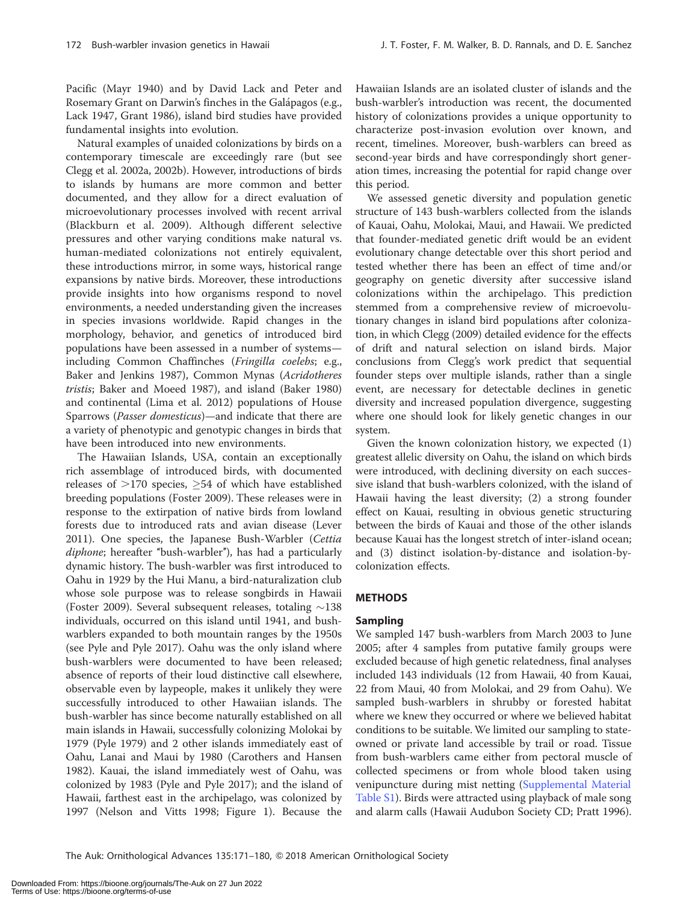Pacific (Mayr 1940) and by David Lack and Peter and Rosemary Grant on Darwin's finches in the Galápagos (e.g., Lack 1947, Grant 1986), island bird studies have provided fundamental insights into evolution.

Natural examples of unaided colonizations by birds on a contemporary timescale are exceedingly rare (but see Clegg et al. 2002a, 2002b). However, introductions of birds to islands by humans are more common and better documented, and they allow for a direct evaluation of microevolutionary processes involved with recent arrival (Blackburn et al. 2009). Although different selective pressures and other varying conditions make natural vs. human-mediated colonizations not entirely equivalent, these introductions mirror, in some ways, historical range expansions by native birds. Moreover, these introductions provide insights into how organisms respond to novel environments, a needed understanding given the increases in species invasions worldwide. Rapid changes in the morphology, behavior, and genetics of introduced bird populations have been assessed in a number of systems—including Common Chaffinches (*Fringilla coelebs*; e.g., Baker and Jenkins 1987), Common Mynas (*Acridotheres tristis*; Baker and Moeed 1987), and island (Baker 1980) and continental (Lima et al. 2012) populations of House Sparrows (*Passer domesticus*)—and indicate that there are a variety of phenotypic and genotypic changes in birds that have been introduced into new environments.

The Hawaiian Islands, USA, contain an exceptionally rich assemblage of introduced birds, with documented releases of >170 species, ≥54 of which have established breeding populations (Foster 2009). These releases were in response to the extirpation of native birds from lowland forests due to introduced rats and avian disease (Lever 2011). One species, the Japanese Bush-Warbler (*Cettia diphone*; hereafter "bush-warbler"), has had a particularly dynamic history. The bush-warbler was first introduced to Oahu in 1929 by the Hui Manu, a bird-naturalization club whose sole purpose was to release songbirds in Hawaii (Foster 2009). Several subsequent releases, totaling ~138 individuals, occurred on this island until 1941, and bush-warblers expanded to both mountain ranges by the 1950s (see Pyle and Pyle 2017). Oahu was the only island where bush-warblers were documented to have been released; absence of reports of their loud distinctive call elsewhere, observable even by laypeople, makes it unlikely they were successfully introduced to other Hawaiian islands. The bush-warbler has since become naturally established on all main islands in Hawaii, successfully colonizing Molokai by 1979 (Pyle 1979) and 2 other islands immediately east of Oahu, Lanai and Maui by 1980 (Carothers and Hansen 1982). Kauai, the island immediately west of Oahu, was colonized by 1983 (Pyle and Pyle 2017); and the island of Hawaii, farthest east in the archipelago, was colonized by 1997 (Nelson and Vitts 1998; Figure 1). Because the Hawaiian Islands are an isolated cluster of islands and the bush-warbler's introduction was recent, the documented history of colonizations provides a unique opportunity to characterize post-invasion evolution over known, and recent, timelines. Moreover, bush-warblers can breed as second-year birds and have correspondingly short generation times, increasing the potential for rapid change over this period.

We assessed genetic diversity and population genetic structure of 143 bush-warblers collected from the islands of Kauai, Oahu, Molokai, Maui, and Hawaii. We predicted that founder-mediated genetic drift would be an evident evolutionary change detectable over this short period and tested whether there has been an effect of time and/or geography on genetic diversity after successive island colonizations within the archipelago. This prediction stemmed from a comprehensive review of microevolutionary changes in island bird populations after colonization, in which Clegg (2009) detailed evidence for the effects of drift and natural selection on island birds. Major conclusions from Clegg's work predict that sequential founder steps over multiple islands, rather than a single event, are necessary for detectable declines in genetic diversity and increased population divergence, suggesting where one should look for likely genetic changes in our system.

Given the known colonization history, we expected (1) greatest allelic diversity on Oahu, the island on which birds were introduced, with declining diversity on each successive island that bush-warblers colonized, with the island of Hawaii having the least diversity; (2) a strong founder effect on Kauai, resulting in obvious genetic structuring between the birds of Kauai and those of the other islands because Kauai has the longest stretch of inter-island ocean; and (3) distinct isolation-by-distance and isolation-by-colonization effects.

## METHODS

### Sampling

We sampled 147 bush-warblers from March 2003 to June 2005; after 4 samples from putative family groups were excluded because of high genetic relatedness, final analyses included 143 individuals (12 from Hawaii, 40 from Kauai, 22 from Maui, 40 from Molokai, and 29 from Oahu). We sampled bush-warblers in shrubby or forested habitat where we knew they occurred or where we believed habitat conditions to be suitable. We limited our sampling to state-owned or private land accessible by trail or road. Tissue from bush-warblers came either from pectoral muscle of collected specimens or from whole blood taken using venipuncture during mist netting (Supplemental Material Table S1). Birds were attracted using playback of male song and alarm calls (Hawaii Audubon Society CD; Pratt 1996).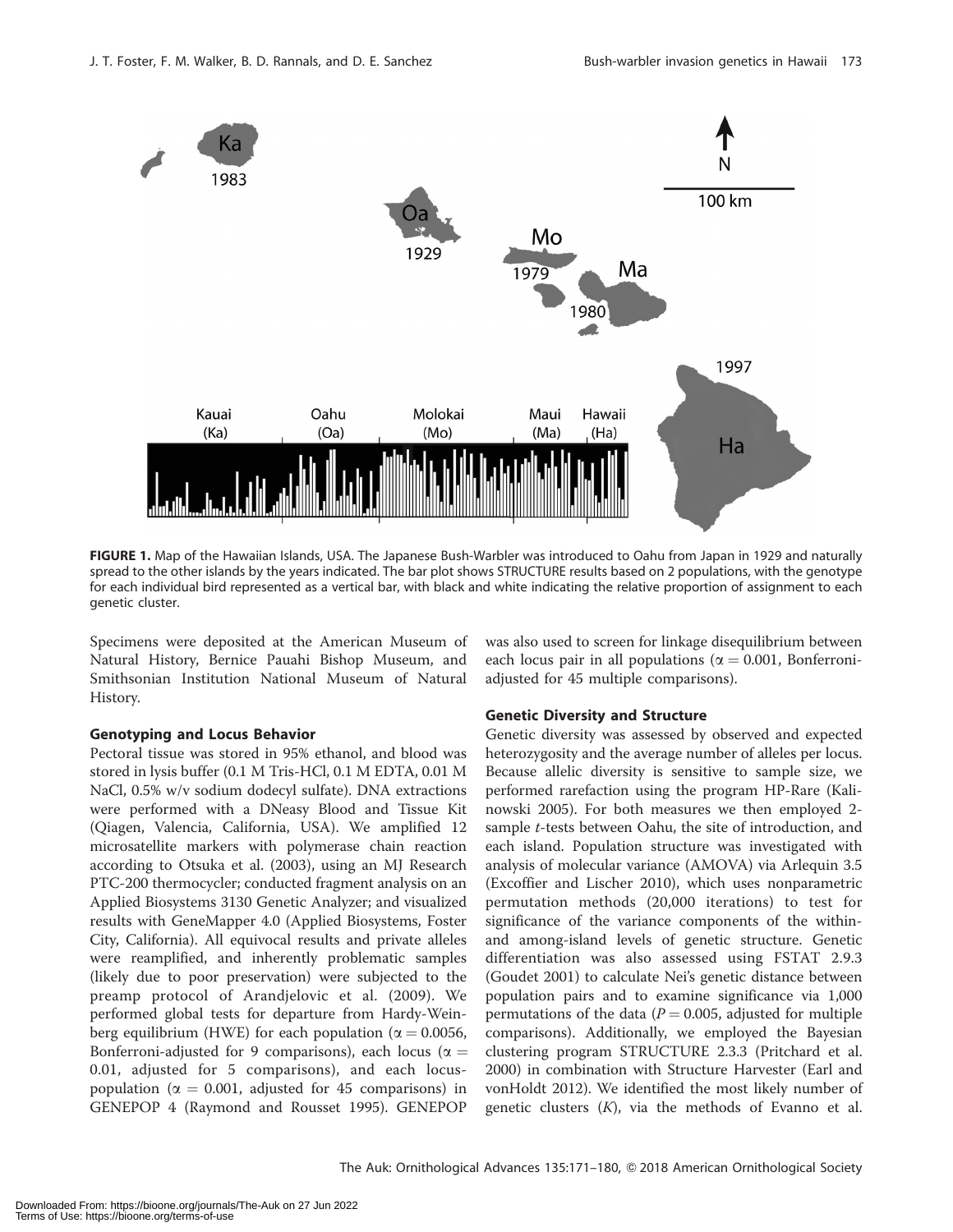**FIGURE 1.** Map of the Hawaiian Islands, USA. The Japanese Bush-Warbler was introduced to Oahu from Japan in 1929 and naturally spread to the other islands by the years indicated. The bar plot shows STRUCTURE results based on 2 populations, with the genotype for each individual bird represented as a vertical bar, with black and white indicating the relative proportion of assignment to each genetic cluster.

Specimens were deposited at the American Museum of Natural History, Bernice Pauahi Bishop Museum, and Smithsonian Institution National Museum of Natural History.

### Genotyping and Locus Behavior

Pectoral tissue was stored in 95% ethanol, and blood was stored in lysis buffer (0.1 M Tris-HCl, 0.1 M EDTA, 0.01 M NaCl, 0.5% w/v sodium dodecyl sulfate). DNA extractions were performed with a DNeasy Blood and Tissue Kit (Qiagen, Valencia, California, USA). We amplified 12 microsatellite markers with polymerase chain reaction according to Otsuka et al. (2003), using an MJ Research PTC-200 thermocycler; conducted fragment analysis on an Applied Biosystems 3130 Genetic Analyzer; and visualized results with GeneMapper 4.0 (Applied Biosystems, Foster City, California). All equivocal results and private alleles were reamplified, and inherently problematic samples (likely due to poor preservation) were subjected to the preamp protocol of Arandjelovic et al. (2009). We performed global tests for departure from Hardy-Weinberg equilibrium (HWE) for each population ($\alpha = 0.0056$, Bonferroni-adjusted for 9 comparisons), each locus ($\alpha = 0.01$, adjusted for 5 comparisons), and each locus-population ($\alpha = 0.001$, adjusted for 45 comparisons) in GENEPOP 4 (Raymond and Rousset 1995). GENEPOP was also used to screen for linkage disequilibrium between each locus pair in all populations ($\alpha = 0.001$, Bonferroni-adjusted for 45 multiple comparisons).

### Genetic Diversity and Structure

Genetic diversity was assessed by observed and expected heterozygosity and the average number of alleles per locus. Because allelic diversity is sensitive to sample size, we performed rarefaction using the program HP-Rare (Kalinowski 2005). For both measures we then employed 2-sample *t*-tests between Oahu, the site of introduction, and each island. Population structure was investigated with analysis of molecular variance (AMOVA) via Arlequin 3.5 (Excoffier and Lischer 2010), which uses nonparametric permutation methods (20,000 iterations) to test for significance of the variance components of the within- and among-island levels of genetic structure. Genetic differentiation was also assessed using FSTAT 2.9.3 (Goudet 2001) to calculate Nei's genetic distance between population pairs and to examine significance via 1,000 permutations of the data ($P = 0.005$, adjusted for multiple comparisons). Additionally, we employed the Bayesian clustering program STRUCTURE 2.3.3 (Pritchard et al. 2000) in combination with Structure Harvester (Earl and vonHoldt 2012). We identified the most likely number of genetic clusters ($K$), via the methods of Evanno et al.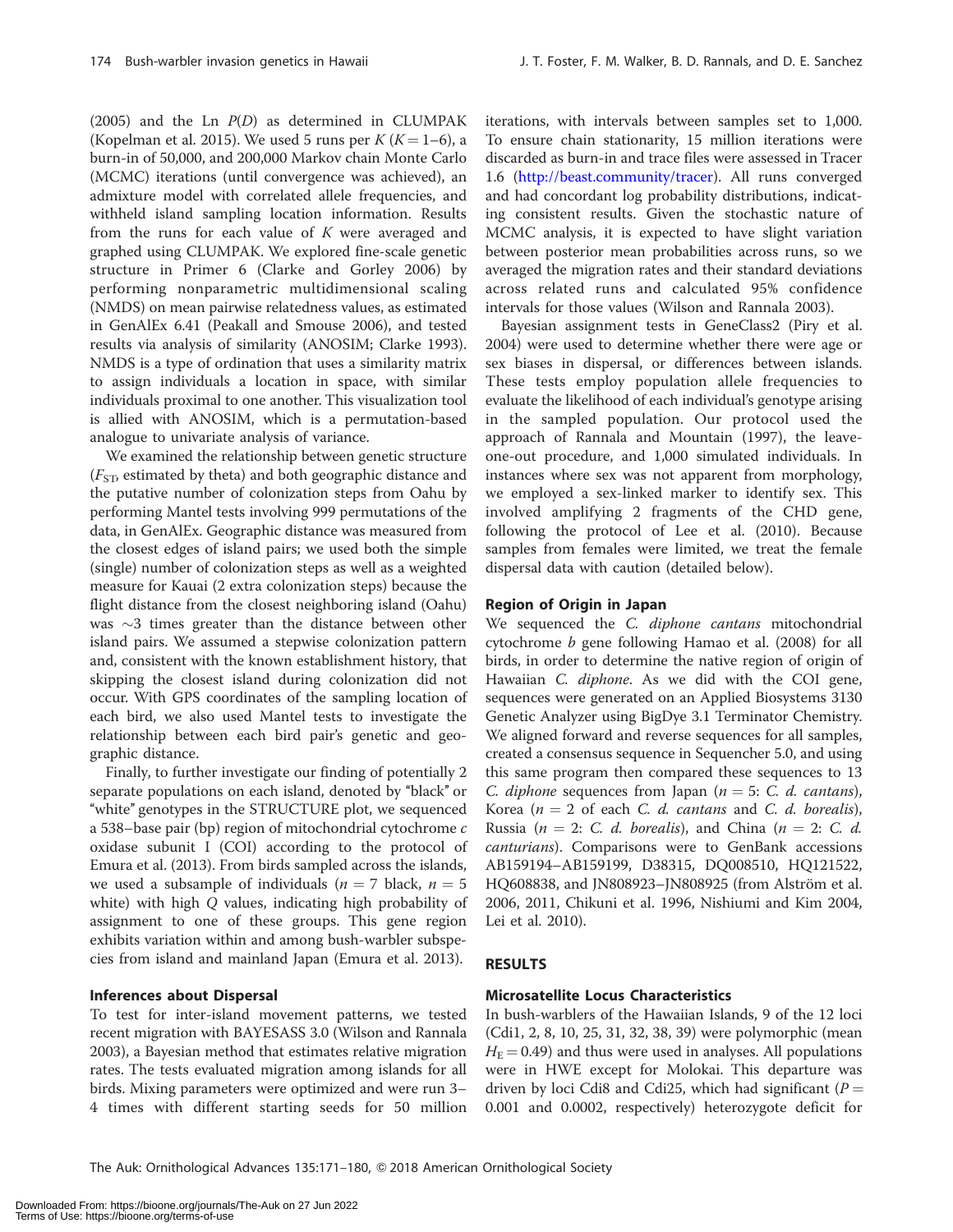(2005) and the Ln $P(D)$ as determined in CLUMPAK (Kopelman et al. 2015). We used 5 runs per $K$ ($K = 1$–6), a burn-in of 50,000, and 200,000 Markov chain Monte Carlo (MCMC) iterations (until convergence was achieved), an admixture model with correlated allele frequencies, and withheld island sampling location information. Results from the runs for each value of $K$ were averaged and graphed using CLUMPAK. We explored fine-scale genetic structure in Primer 6 (Clarke and Gorley 2006) by performing nonparametric multidimensional scaling (NMDS) on mean pairwise relatedness values, as estimated in GenAlEx 6.41 (Peakall and Smouse 2006), and tested results via analysis of similarity (ANOSIM; Clarke 1993). NMDS is a type of ordination that uses a similarity matrix to assign individuals a location in space, with similar individuals proximal to one another. This visualization tool is allied with ANOSIM, which is a permutation-based analogue to univariate analysis of variance.

We examined the relationship between genetic structure ($F_{ST}$, estimated by theta) and both geographic distance and the putative number of colonization steps from Oahu by performing Mantel tests involving 999 permutations of the data, in GenAlEx. Geographic distance was measured from the closest edges of island pairs; we used both the simple (single) number of colonization steps as well as a weighted measure for Kauai (2 extra colonization steps) because the flight distance from the closest neighboring island (Oahu) was ~3 times greater than the distance between other island pairs. We assumed a stepwise colonization pattern and, consistent with the known establishment history, that skipping the closest island during colonization did not occur. With GPS coordinates of the sampling location of each bird, we also used Mantel tests to investigate the relationship between each bird pair's genetic and geographic distance.

Finally, to further investigate our finding of potentially 2 separate populations on each island, denoted by "black" or "white" genotypes in the STRUCTURE plot, we sequenced a 538–base pair (bp) region of mitochondrial cytochrome *c* oxidase subunit I (COI) according to the protocol of Emura et al. (2013). From birds sampled across the islands, we used a subsample of individuals ($n = 7$ black, $n = 5$ white) with high $Q$ values, indicating high probability of assignment to one of these groups. This gene region exhibits variation within and among bush-warbler subspecies from island and mainland Japan (Emura et al. 2013).

### Inferences about Dispersal

To test for inter-island movement patterns, we tested recent migration with BAYESASS 3.0 (Wilson and Rannala 2003), a Bayesian method that estimates relative migration rates. The tests evaluated migration among islands for all birds. Mixing parameters were optimized and were run 3–4 times with different starting seeds for 50 million iterations, with intervals between samples set to 1,000. To ensure chain stationarity, 15 million iterations were discarded as burn-in and trace files were assessed in Tracer 1.6 (http://beast.community/tracer). All runs converged and had concordant log probability distributions, indicating consistent results. Given the stochastic nature of MCMC analysis, it is expected to have slight variation between posterior mean probabilities across runs, so we averaged the migration rates and their standard deviations across related runs and calculated 95% confidence intervals for those values (Wilson and Rannala 2003).

Bayesian assignment tests in GeneClass2 (Piry et al. 2004) were used to determine whether there were age or sex biases in dispersal, or differences between islands. These tests employ population allele frequencies to evaluate the likelihood of each individual's genotype arising in the sampled population. Our protocol used the approach of Rannala and Mountain (1997), the leave-one-out procedure, and 1,000 simulated individuals. In instances where sex was not apparent from morphology, we employed a sex-linked marker to identify sex. This involved amplifying 2 fragments of the CHD gene, following the protocol of Lee et al. (2010). Because samples from females were limited, we treat the female dispersal data with caution (detailed below).

### Region of Origin in Japan

We sequenced the *C. diphone cantans* mitochondrial cytochrome *b* gene following Hamao et al. (2008) for all birds, in order to determine the native region of origin of Hawaiian *C. diphone*. As we did with the COI gene, sequences were generated on an Applied Biosystems 3130 Genetic Analyzer using BigDye 3.1 Terminator Chemistry. We aligned forward and reverse sequences for all samples, created a consensus sequence in Sequencher 5.0, and using this same program then compared these sequences to 13 *C. diphone* sequences from Japan ($n = 5$: *C. d. cantans*), Korea ($n = 2$ of each *C. d. cantans* and *C. d. borealis*), Russia ($n = 2$: *C. d. borealis*), and China ($n = 2$: *C. d. canturians*). Comparisons were to GenBank accessions AB159194–AB159199, D38315, DQ008510, HQ121522, HQ608838, and JN808923–JN808925 (from Alström et al. 2006, 2011, Chikuni et al. 1996, Nishiumi and Kim 2004, Lei et al. 2010).

## RESULTS

### Microsatellite Locus Characteristics

In bush-warblers of the Hawaiian Islands, 9 of the 12 loci (Cdi1, 2, 8, 10, 25, 31, 32, 38, 39) were polymorphic (mean $H_E = 0.49$) and thus were used in analyses. All populations were in HWE except for Molokai. This departure was driven by loci Cdi8 and Cdi25, which had significant ($P = 0.001$ and 0.0002, respectively) heterozygote deficit for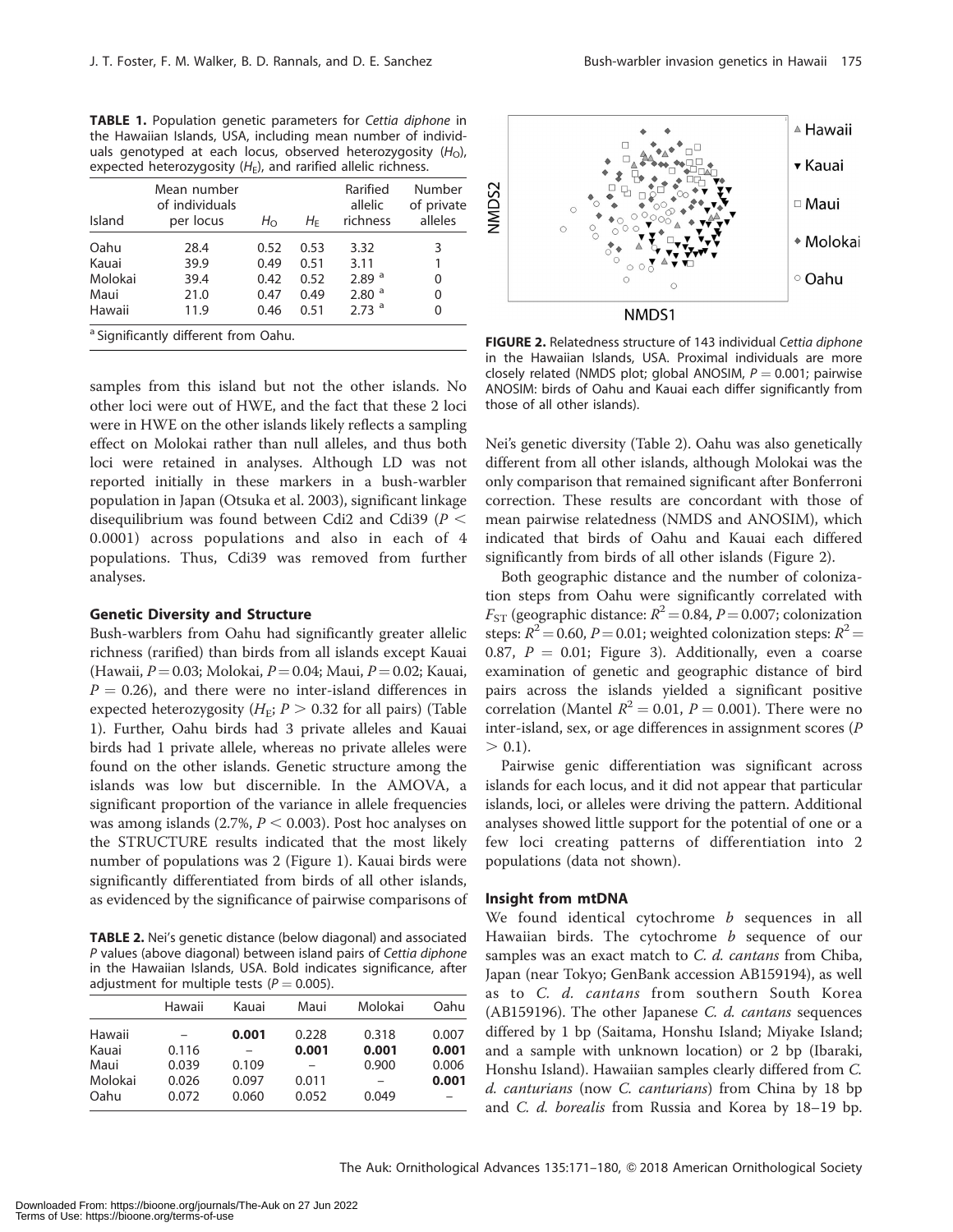**TABLE 1.** Population genetic parameters for *Cettia diphone* in the Hawaiian Islands, USA, including mean number of individuals genotyped at each locus, observed heterozygosity ($H_O$), expected heterozygosity ($H_E$), and rarified allelic richness.

| Island | Mean number of individuals per locus | $H_O$ | $H_E$ | Rarified allelic richness | Number of private alleles |
|---|---|---|---|---|---|
| Oahu | 28.4 | 0.52 | 0.53 | 3.32 | 3 |
| Kauai | 39.9 | 0.49 | 0.51 | 3.11 | 1 |
| Molokai | 39.4 | 0.42 | 0.52 | 2.89 [a] | 0 |
| Maui | 21.0 | 0.47 | 0.49 | 2.80 [a] | 0 |
| Hawaii | 11.9 | 0.46 | 0.51 | 2.73 [a] | 0 |

[a] Significantly different from Oahu.

samples from this island but not the other islands. No other loci were out of HWE, and the fact that these 2 loci were in HWE on the other islands likely reflects a sampling effect on Molokai rather than null alleles, and thus both loci were retained in analyses. Although LD was not reported initially in these markers in a bush-warbler population in Japan (Otsuka et al. 2003), significant linkage disequilibrium was found between Cdi2 and Cdi39 ($P < 0.0001$) across populations and also in each of 4 populations. Thus, Cdi39 was removed from further analyses.

### Genetic Diversity and Structure

Bush-warblers from Oahu had significantly greater allelic richness (rarified) than birds from all islands except Kauai (Hawaii, $P = 0.03$; Molokai, $P = 0.04$; Maui, $P = 0.02$; Kauai, $P = 0.26$), and there were no inter-island differences in expected heterozygosity ($H_E$; $P > 0.32$ for all pairs) (Table 1). Further, Oahu birds had 3 private alleles and Kauai birds had 1 private allele, whereas no private alleles were found on the other islands. Genetic structure among the islands was low but discernible. In the AMOVA, a significant proportion of the variance in allele frequencies was among islands (2.7%, $P < 0.003$). Post hoc analyses on the STRUCTURE results indicated that the most likely number of populations was 2 (Figure 1). Kauai birds were significantly differentiated from birds of all other islands, as evidenced by the significance of pairwise comparisons of Nei's genetic diversity (Table 2). Oahu was also genetically different from all other islands, although Molokai was the only comparison that remained significant after Bonferroni correction. These results are concordant with those of mean pairwise relatedness (NMDS and ANOSIM), which indicated that birds of Oahu and Kauai each differed significantly from birds of all other islands (Figure 2).

**TABLE 2.** Nei's genetic distance (below diagonal) and associated *P* values (above diagonal) between island pairs of *Cettia diphone* in the Hawaiian Islands, USA. Bold indicates significance, after adjustment for multiple tests ($P = 0.005$).

| | Hawaii | Kauai | Maui | Molokai | Oahu |
|---|---|---|---|---|---|
| Hawaii | – | **0.001** | 0.228 | 0.318 | 0.007 |
| Kauai | 0.116 | – | **0.001** | **0.001** | **0.001** |
| Maui | 0.039 | 0.109 | – | 0.900 | 0.006 |
| Molokai | 0.026 | 0.097 | 0.011 | – | **0.001** |
| Oahu | 0.072 | 0.060 | 0.052 | 0.049 | – |

**FIGURE 2.** Relatedness structure of 143 individual *Cettia diphone* in the Hawaiian Islands, USA. Proximal individuals are more closely related (NMDS plot; global ANOSIM, $P = 0.001$; pairwise ANOSIM: birds of Oahu and Kauai each differ significantly from those of all other islands).

Both geographic distance and the number of colonization steps from Oahu were significantly correlated with $F_{ST}$ (geographic distance: $R^2 = 0.84$, $P = 0.007$; colonization steps: $R^2 = 0.60$, $P = 0.01$; weighted colonization steps: $R^2 = 0.87$, $P = 0.01$; Figure 3). Additionally, even a coarse examination of genetic and geographic distance of bird pairs across the islands yielded a significant positive correlation (Mantel $R^2 = 0.01$, $P = 0.001$). There were no inter-island, sex, or age differences in assignment scores ($P > 0.1$).

Pairwise genic differentiation was significant across islands for each locus, and it did not appear that particular islands, loci, or alleles were driving the pattern. Additional analyses showed little support for the potential of one or a few loci creating patterns of differentiation into 2 populations (data not shown).

### Insight from mtDNA

We found identical cytochrome *b* sequences in all Hawaiian birds. The cytochrome *b* sequence of our samples was an exact match to *C. d. cantans* from Chiba, Japan (near Tokyo; GenBank accession AB159194), as well as to *C. d. cantans* from southern South Korea (AB159196). The other Japanese *C. d. cantans* sequences differed by 1 bp (Saitama, Honshu Island; Miyake Island; and a sample with unknown location) or 2 bp (Ibaraki, Honshu Island). Hawaiian samples clearly differed from *C. d. canturians* (now *C. canturians*) from China by 18 bp and *C. d. borealis* from Russia and Korea by 18–19 bp.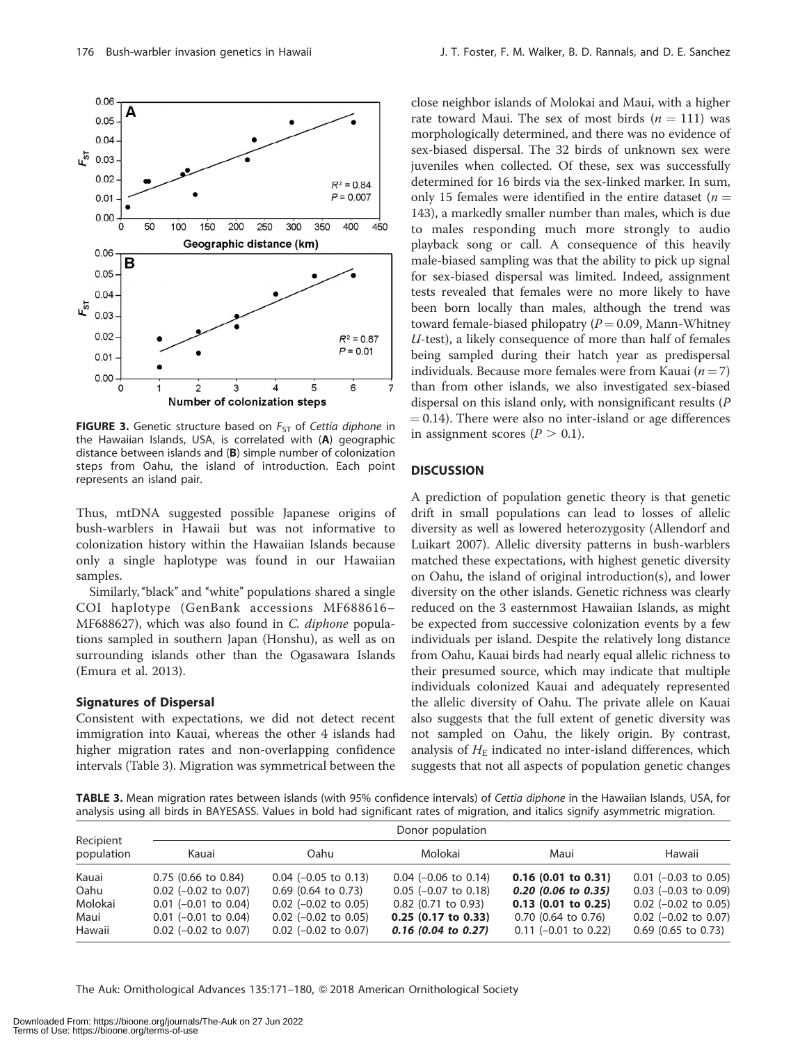**FIGURE 3.** Genetic structure based on $F_{ST}$ of *Cettia diphone* in the Hawaiian Islands, USA, is correlated with (**A**) geographic distance between islands and (**B**) simple number of colonization steps from Oahu, the island of introduction. Each point represents an island pair.

Thus, mtDNA suggested possible Japanese origins of bush-warblers in Hawaii but was not informative to colonization history within the Hawaiian Islands because only a single haplotype was found in our Hawaiian samples.

Similarly, "black" and "white" populations shared a single COI haplotype (GenBank accessions MF688616–MF688627), which was also found in *C. diphone* populations sampled in southern Japan (Honshu), as well as on surrounding islands other than the Ogasawara Islands (Emura et al. 2013).

### Signatures of Dispersal

Consistent with expectations, we did not detect recent immigration into Kauai, whereas the other 4 islands had higher migration rates and non-overlapping confidence intervals (Table 3). Migration was symmetrical between the close neighbor islands of Molokai and Maui, with a higher rate toward Maui. The sex of most birds ($n = 111$) was morphologically determined, and there was no evidence of sex-biased dispersal. The 32 birds of unknown sex were juveniles when collected. Of these, sex was successfully determined for 16 birds via the sex-linked marker. In sum, only 15 females were identified in the entire dataset ($n = 143$), a markedly smaller number than males, which is due to males responding much more strongly to audio playback song or call. A consequence of this heavily male-biased sampling was that the ability to pick up signal for sex-biased dispersal was limited. Indeed, assignment tests revealed that females were no more likely to have been born locally than males, although the trend was toward female-biased philopatry ($P = 0.09$, Mann-Whitney *U*-test), a likely consequence of more than half of females being sampled during their hatch year as predispersal individuals. Because more females were from Kauai ($n = 7$) than from other islands, we also investigated sex-biased dispersal on this island only, with nonsignificant results ($P = 0.14$). There were also no inter-island or age differences in assignment scores ($P > 0.1$).

## DISCUSSION

A prediction of population genetic theory is that genetic drift in small populations can lead to losses of allelic diversity as well as lowered heterozygosity (Allendorf and Luikart 2007). Allelic diversity patterns in bush-warblers matched these expectations, with highest genetic diversity on Oahu, the island of original introduction(s), and lower diversity on the other islands. Genetic richness was clearly reduced on the 3 easternmost Hawaiian Islands, as might be expected from successive colonization events by a few individuals per island. Despite the relatively long distance from Oahu, Kauai birds had nearly equal allelic richness to their presumed source, which may indicate that multiple individuals colonized Kauai and adequately represented the allelic diversity of Oahu. The private allele on Kauai also suggests that the full extent of genetic diversity was not sampled on Oahu, the likely origin. By contrast, analysis of $H_E$ indicated no inter-island differences, which suggests that not all aspects of population genetic changes

**TABLE 3.** Mean migration rates between islands (with 95% confidence intervals) of *Cettia diphone* in the Hawaiian Islands, USA, for analysis using all birds in BAYESASS. Values in bold had significant rates of migration, and italics signify asymmetric migration.

| Recipient population | Donor population | | | | |
|---|---|---|---|---|---|
| | Kauai | Oahu | Molokai | Maui | Hawaii |
| Kauai | 0.75 (0.66 to 0.84) | 0.04 (−0.05 to 0.13) | 0.04 (−0.06 to 0.14) | **0.16 (0.01 to 0.31)** | 0.01 (−0.03 to 0.05) |
| Oahu | 0.02 (−0.02 to 0.07) | 0.69 (0.64 to 0.73) | 0.05 (−0.07 to 0.18) | ***0.20 (0.06 to 0.35)*** | 0.03 (−0.03 to 0.09) |
| Molokai | 0.01 (−0.01 to 0.04) | 0.02 (−0.02 to 0.05) | 0.82 (0.71 to 0.93) | **0.13 (0.01 to 0.25)** | 0.02 (−0.02 to 0.05) |
| Maui | 0.01 (−0.01 to 0.04) | 0.02 (−0.02 to 0.05) | **0.25 (0.17 to 0.33)** | 0.70 (0.64 to 0.76) | 0.02 (−0.02 to 0.07) |
| Hawaii | 0.02 (−0.02 to 0.07) | 0.02 (−0.02 to 0.07) | ***0.16 (0.04 to 0.27)*** | 0.11 (−0.01 to 0.22) | 0.69 (0.65 to 0.73) |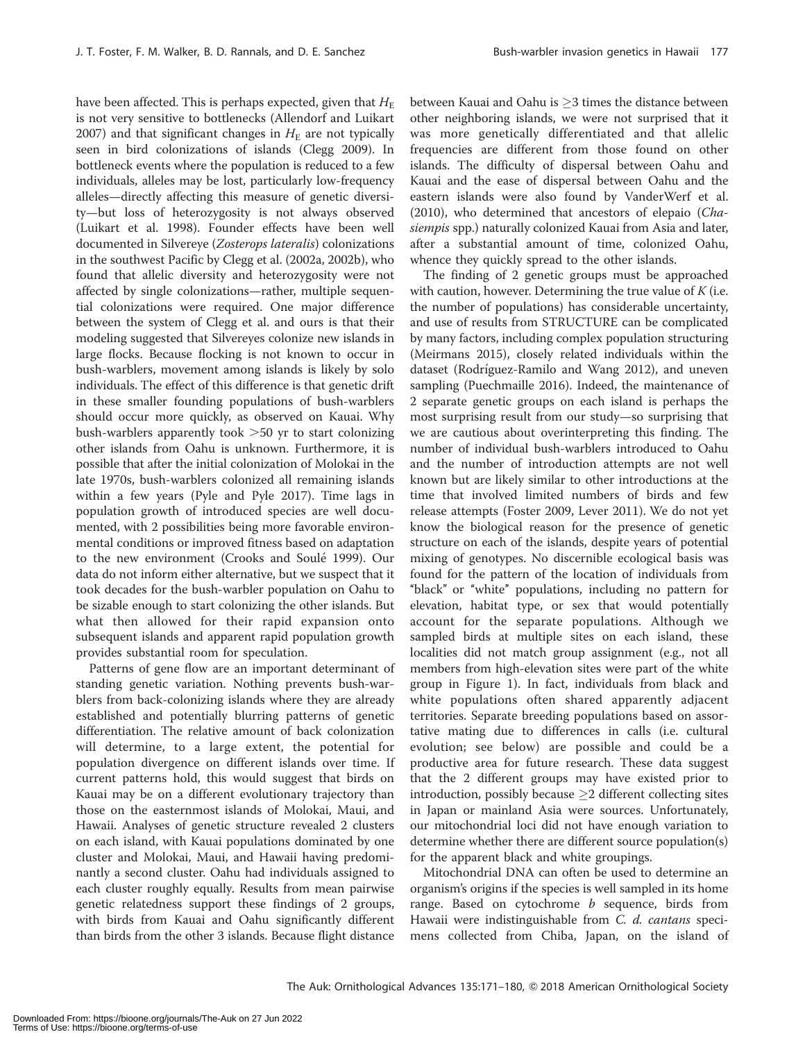have been affected. This is perhaps expected, given that $H_E$ is not very sensitive to bottlenecks (Allendorf and Luikart 2007) and that significant changes in $H_E$ are not typically seen in bird colonizations of islands (Clegg 2009). In bottleneck events where the population is reduced to a few individuals, alleles may be lost, particularly low-frequency alleles—directly affecting this measure of genetic diversity—but loss of heterozygosity is not always observed (Luikart et al. 1998). Founder effects have been well documented in Silvereye (*Zosterops lateralis*) colonizations in the southwest Pacific by Clegg et al. (2002a, 2002b), who found that allelic diversity and heterozygosity were not affected by single colonizations—rather, multiple sequential colonizations were required. One major difference between the system of Clegg et al. and ours is that their modeling suggested that Silvereyes colonize new islands in large flocks. Because flocking is not known to occur in bush-warblers, movement among islands is likely by solo individuals. The effect of this difference is that genetic drift in these smaller founding populations of bush-warblers should occur more quickly, as observed on Kauai. Why bush-warblers apparently took >50 yr to start colonizing other islands from Oahu is unknown. Furthermore, it is possible that after the initial colonization of Molokai in the late 1970s, bush-warblers colonized all remaining islands within a few years (Pyle and Pyle 2017). Time lags in population growth of introduced species are well documented, with 2 possibilities being more favorable environmental conditions or improved fitness based on adaptation to the new environment (Crooks and Soulé 1999). Our data do not inform either alternative, but we suspect that it took decades for the bush-warbler population on Oahu to be sizable enough to start colonizing the other islands. But what then allowed for their rapid expansion onto subsequent islands and apparent rapid population growth provides substantial room for speculation.

Patterns of gene flow are an important determinant of standing genetic variation. Nothing prevents bush-warblers from back-colonizing islands where they are already established and potentially blurring patterns of genetic differentiation. The relative amount of back colonization will determine, to a large extent, the potential for population divergence on different islands over time. If current patterns hold, this would suggest that birds on Kauai may be on a different evolutionary trajectory than those on the easternmost islands of Molokai, Maui, and Hawaii. Analyses of genetic structure revealed 2 clusters on each island, with Kauai populations dominated by one cluster and Molokai, Maui, and Hawaii having predominantly a second cluster. Oahu had individuals assigned to each cluster roughly equally. Results from mean pairwise genetic relatedness support these findings of 2 groups, with birds from Kauai and Oahu significantly different than birds from the other 3 islands. Because flight distance between Kauai and Oahu is ≥3 times the distance between other neighboring islands, we were not surprised that it was more genetically differentiated and that allelic frequencies are different from those found on other islands. The difficulty of dispersal between Oahu and Kauai and the ease of dispersal between Oahu and the eastern islands were also found by VanderWerf et al. (2010), who determined that ancestors of elepaio (*Chasiempis* spp.) naturally colonized Kauai from Asia and later, after a substantial amount of time, colonized Oahu, whence they quickly spread to the other islands.

The finding of 2 genetic groups must be approached with caution, however. Determining the true value of $K$ (i.e. the number of populations) has considerable uncertainty, and use of results from STRUCTURE can be complicated by many factors, including complex population structuring (Meirmans 2015), closely related individuals within the dataset (Rodríguez-Ramilo and Wang 2012), and uneven sampling (Puechmaille 2016). Indeed, the maintenance of 2 separate genetic groups on each island is perhaps the most surprising result from our study—so surprising that we are cautious about overinterpreting this finding. The number of individual bush-warblers introduced to Oahu and the number of introduction attempts are not well known but are likely similar to other introductions at the time that involved limited numbers of birds and few release attempts (Foster 2009, Lever 2011). We do not yet know the biological reason for the presence of genetic structure on each of the islands, despite years of potential mixing of genotypes. No discernible ecological basis was found for the pattern of the location of individuals from "black" or "white" populations, including no pattern for elevation, habitat type, or sex that would potentially account for the separate populations. Although we sampled birds at multiple sites on each island, these localities did not match group assignment (e.g., not all members from high-elevation sites were part of the white group in Figure 1). In fact, individuals from black and white populations often shared apparently adjacent territories. Separate breeding populations based on assortative mating due to differences in calls (i.e. cultural evolution; see below) are possible and could be a productive area for future research. These data suggest that the 2 different groups may have existed prior to introduction, possibly because ≥2 different collecting sites in Japan or mainland Asia were sources. Unfortunately, our mitochondrial loci did not have enough variation to determine whether there are different source population(s) for the apparent black and white groupings.

Mitochondrial DNA can often be used to determine an organism's origins if the species is well sampled in its home range. Based on cytochrome *b* sequence, birds from Hawaii were indistinguishable from *C. d. cantans* specimens collected from Chiba, Japan, on the island of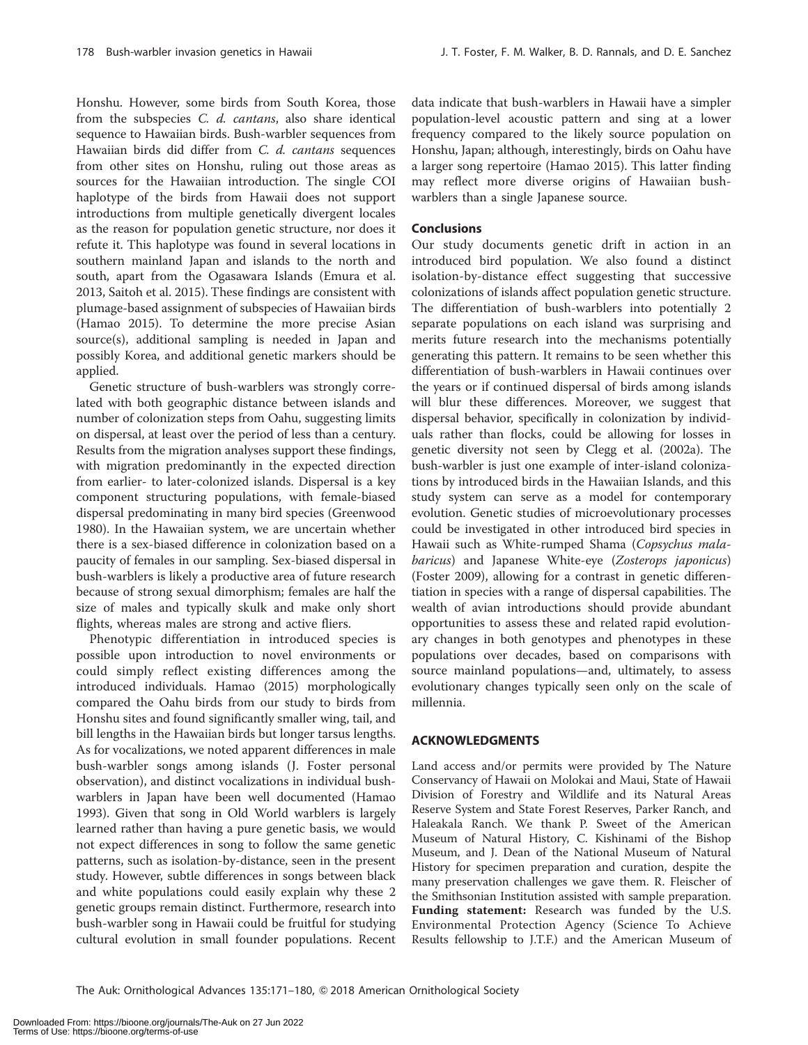Honshu. However, some birds from South Korea, those from the subspecies *C. d. cantans*, also share identical sequence to Hawaiian birds. Bush-warbler sequences from Hawaiian birds did differ from *C. d. cantans* sequences from other sites on Honshu, ruling out those areas as sources for the Hawaiian introduction. The single COI haplotype of the birds from Hawaii does not support introductions from multiple genetically divergent locales as the reason for population genetic structure, nor does it refute it. This haplotype was found in several locations in southern mainland Japan and islands to the north and south, apart from the Ogasawara Islands (Emura et al. 2013, Saitoh et al. 2015). These findings are consistent with plumage-based assignment of subspecies of Hawaiian birds (Hamao 2015). To determine the more precise Asian source(s), additional sampling is needed in Japan and possibly Korea, and additional genetic markers should be applied.

Genetic structure of bush-warblers was strongly correlated with both geographic distance between islands and number of colonization steps from Oahu, suggesting limits on dispersal, at least over the period of less than a century. Results from the migration analyses support these findings, with migration predominantly in the expected direction from earlier- to later-colonized islands. Dispersal is a key component structuring populations, with female-biased dispersal predominating in many bird species (Greenwood 1980). In the Hawaiian system, we are uncertain whether there is a sex-biased difference in colonization based on a paucity of females in our sampling. Sex-biased dispersal in bush-warblers is likely a productive area of future research because of strong sexual dimorphism; females are half the size of males and typically skulk and make only short flights, whereas males are strong and active fliers.

Phenotypic differentiation in introduced species is possible upon introduction to novel environments or could simply reflect existing differences among the introduced individuals. Hamao (2015) morphologically compared the Oahu birds from our study to birds from Honshu sites and found significantly smaller wing, tail, and bill lengths in the Hawaiian birds but longer tarsus lengths. As for vocalizations, we noted apparent differences in male bush-warbler songs among islands (J. Foster personal observation), and distinct vocalizations in individual bush-warblers in Japan have been well documented (Hamao 1993). Given that song in Old World warblers is largely learned rather than having a pure genetic basis, we would not expect differences in song to follow the same genetic patterns, such as isolation-by-distance, seen in the present study. However, subtle differences in songs between black and white populations could easily explain why these 2 genetic groups remain distinct. Furthermore, research into bush-warbler song in Hawaii could be fruitful for studying cultural evolution in small founder populations. Recent data indicate that bush-warblers in Hawaii have a simpler population-level acoustic pattern and sing at a lower frequency compared to the likely source population on Honshu, Japan; although, interestingly, birds on Oahu have a larger song repertoire (Hamao 2015). This latter finding may reflect more diverse origins of Hawaiian bush-warblers than a single Japanese source.

### Conclusions

Our study documents genetic drift in action in an introduced bird population. We also found a distinct isolation-by-distance effect suggesting that successive colonizations of islands affect population genetic structure. The differentiation of bush-warblers into potentially 2 separate populations on each island was surprising and merits future research into the mechanisms potentially generating this pattern. It remains to be seen whether this differentiation of bush-warblers in Hawaii continues over the years or if continued dispersal of birds among islands will blur these differences. Moreover, we suggest that dispersal behavior, specifically in colonization by individuals rather than flocks, could be allowing for losses in genetic diversity not seen by Clegg et al. (2002a). The bush-warbler is just one example of inter-island colonizations by introduced birds in the Hawaiian Islands, and this study system can serve as a model for contemporary evolution. Genetic studies of microevolutionary processes could be investigated in other introduced bird species in Hawaii such as White-rumped Shama (*Copsychus malabaricus*) and Japanese White-eye (*Zosterops japonicus*) (Foster 2009), allowing for a contrast in genetic differentiation in species with a range of dispersal capabilities. The wealth of avian introductions should provide abundant opportunities to assess these and related rapid evolutionary changes in both genotypes and phenotypes in these populations over decades, based on comparisons with source mainland populations—and, ultimately, to assess evolutionary changes typically seen only on the scale of millennia.

## ACKNOWLEDGMENTS

Land access and/or permits were provided by The Nature Conservancy of Hawaii on Molokai and Maui, State of Hawaii Division of Forestry and Wildlife and its Natural Areas Reserve System and State Forest Reserves, Parker Ranch, and Haleakala Ranch. We thank P. Sweet of the American Museum of Natural History, C. Kishinami of the Bishop Museum, and J. Dean of the National Museum of Natural History for specimen preparation and curation, despite the many preservation challenges we gave them. R. Fleischer of the Smithsonian Institution assisted with sample preparation. **Funding statement:** Research was funded by the U.S. Environmental Protection Agency (Science To Achieve Results fellowship to J.T.F.) and the American Museum of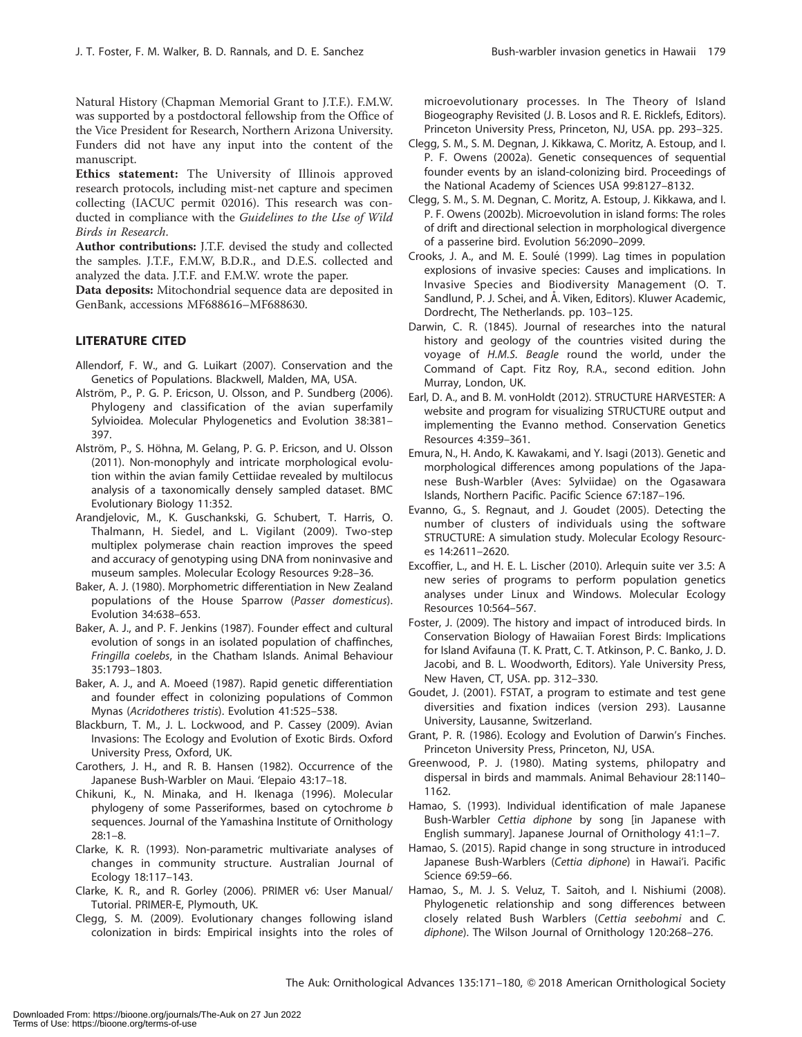Natural History (Chapman Memorial Grant to J.T.F.). F.M.W. was supported by a postdoctoral fellowship from the Office of the Vice President for Research, Northern Arizona University. Funders did not have any input into the content of the manuscript.

**Ethics statement:** The University of Illinois approved research protocols, including mist-net capture and specimen collecting (IACUC permit 02016). This research was conducted in compliance with the *Guidelines to the Use of Wild Birds in Research*.

**Author contributions:** J.T.F. devised the study and collected the samples. J.T.F., F.M.W, B.D.R., and D.E.S. collected and analyzed the data. J.T.F. and F.M.W. wrote the paper.

**Data deposits:** Mitochondrial sequence data are deposited in GenBank, accessions MF688616–MF688630.

## LITERATURE CITED

Allendorf, F. W., and G. Luikart (2007). Conservation and the Genetics of Populations. Blackwell, Malden, MA, USA.

Alström, P., P. G. P. Ericson, U. Olsson, and P. Sundberg (2006). Phylogeny and classification of the avian superfamily Sylvioidea. Molecular Phylogenetics and Evolution 38:381–397.

Alström, P., S. Höhna, M. Gelang, P. G. P. Ericson, and U. Olsson (2011). Non-monophyly and intricate morphological evolution within the avian family Cettiidae revealed by multilocus analysis of a taxonomically densely sampled dataset. BMC Evolutionary Biology 11:352.

Arandjelovic, M., K. Guschankski, G. Schubert, T. Harris, O. Thalmann, H. Siedel, and L. Vigilant (2009). Two-step multiplex polymerase chain reaction improves the speed and accuracy of genotyping using DNA from noninvasive and museum samples. Molecular Ecology Resources 9:28–36.

Baker, A. J. (1980). Morphometric differentiation in New Zealand populations of the House Sparrow (*Passer domesticus*). Evolution 34:638–653.

Baker, A. J., and P. F. Jenkins (1987). Founder effect and cultural evolution of songs in an isolated population of chaffinches, *Fringilla coelebs*, in the Chatham Islands. Animal Behaviour 35:1793–1803.

Baker, A. J., and A. Moeed (1987). Rapid genetic differentiation and founder effect in colonizing populations of Common Mynas (*Acridotheres tristis*). Evolution 41:525–538.

Blackburn, T. M., J. L. Lockwood, and P. Cassey (2009). Avian Invasions: The Ecology and Evolution of Exotic Birds. Oxford University Press, Oxford, UK.

Carothers, J. H., and R. B. Hansen (1982). Occurrence of the Japanese Bush-Warbler on Maui. 'Elepaio 43:17–18.

Chikuni, K., N. Minaka, and H. Ikenaga (1996). Molecular phylogeny of some Passeriformes, based on cytochrome *b* sequences. Journal of the Yamashina Institute of Ornithology 28:1–8.

Clarke, K. R. (1993). Non-parametric multivariate analyses of changes in community structure. Australian Journal of Ecology 18:117–143.

Clarke, K. R., and R. Gorley (2006). PRIMER v6: User Manual/Tutorial. PRIMER-E, Plymouth, UK.

Clegg, S. M. (2009). Evolutionary changes following island colonization in birds: Empirical insights into the roles of microevolutionary processes. In The Theory of Island Biogeography Revisited (J. B. Losos and R. E. Ricklefs, Editors). Princeton University Press, Princeton, NJ, USA. pp. 293–325.

Clegg, S. M., S. M. Degnan, J. Kikkawa, C. Moritz, A. Estoup, and I. P. F. Owens (2002a). Genetic consequences of sequential founder events by an island-colonizing bird. Proceedings of the National Academy of Sciences USA 99:8127–8132.

Clegg, S. M., S. M. Degnan, C. Moritz, A. Estoup, J. Kikkawa, and I. P. F. Owens (2002b). Microevolution in island forms: The roles of drift and directional selection in morphological divergence of a passerine bird. Evolution 56:2090–2099.

Crooks, J. A., and M. E. Soulé (1999). Lag times in population explosions of invasive species: Causes and implications. In Invasive Species and Biodiversity Management (O. T. Sandlund, P. J. Schei, and Å. Viken, Editors). Kluwer Academic, Dordrecht, The Netherlands. pp. 103–125.

Darwin, C. R. (1845). Journal of researches into the natural history and geology of the countries visited during the voyage of *H.M.S. Beagle* round the world, under the Command of Capt. Fitz Roy, R.A., second edition. John Murray, London, UK.

Earl, D. A., and B. M. vonHoldt (2012). STRUCTURE HARVESTER: A website and program for visualizing STRUCTURE output and implementing the Evanno method. Conservation Genetics Resources 4:359–361.

Emura, N., H. Ando, K. Kawakami, and Y. Isagi (2013). Genetic and morphological differences among populations of the Japanese Bush-Warbler (Aves: Sylviidae) on the Ogasawara Islands, Northern Pacific. Pacific Science 67:187–196.

Evanno, G., S. Regnaut, and J. Goudet (2005). Detecting the number of clusters of individuals using the software STRUCTURE: A simulation study. Molecular Ecology Resources 14:2611–2620.

Excoffier, L., and H. E. L. Lischer (2010). Arlequin suite ver 3.5: A new series of programs to perform population genetics analyses under Linux and Windows. Molecular Ecology Resources 10:564–567.

Foster, J. (2009). The history and impact of introduced birds. In Conservation Biology of Hawaiian Forest Birds: Implications for Island Avifauna (T. K. Pratt, C. T. Atkinson, P. C. Banko, J. D. Jacobi, and B. L. Woodworth, Editors). Yale University Press, New Haven, CT, USA. pp. 312–330.

Goudet, J. (2001). FSTAT, a program to estimate and test gene diversities and fixation indices (version 293). Lausanne University, Lausanne, Switzerland.

Grant, P. R. (1986). Ecology and Evolution of Darwin's Finches. Princeton University Press, Princeton, NJ, USA.

Greenwood, P. J. (1980). Mating systems, philopatry and dispersal in birds and mammals. Animal Behaviour 28:1140–1162.

Hamao, S. (1993). Individual identification of male Japanese Bush-Warbler *Cettia diphone* by song [in Japanese with English summary]. Japanese Journal of Ornithology 41:1–7.

Hamao, S. (2015). Rapid change in song structure in introduced Japanese Bush-Warblers (*Cettia diphone*) in Hawai'i. Pacific Science 69:59–66.

Hamao, S., M. J. S. Veluz, T. Saitoh, and I. Nishiumi (2008). Phylogenetic relationship and song differences between closely related Bush Warblers (*Cettia seebohmi* and *C. diphone*). The Wilson Journal of Ornithology 120:268–276.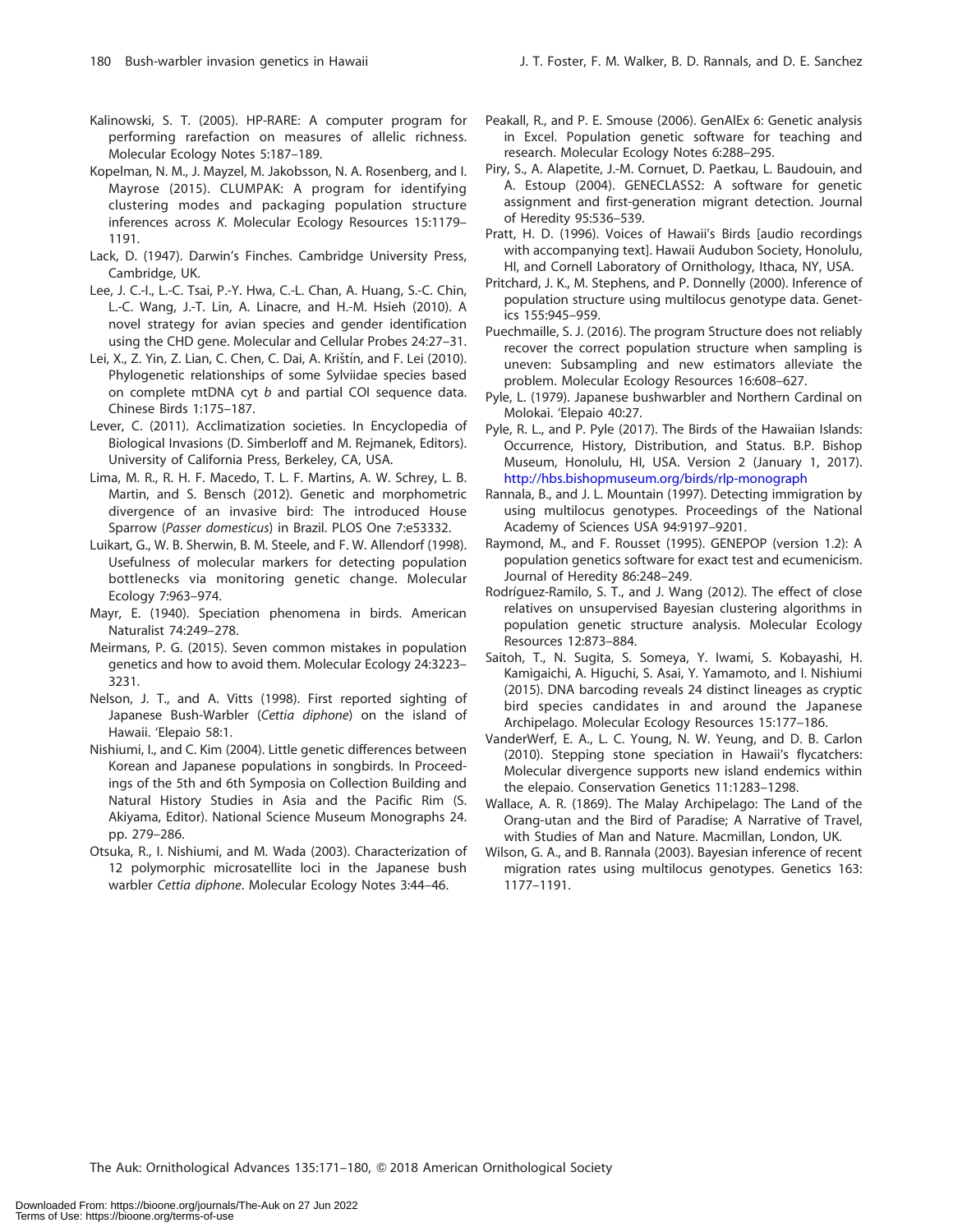Kalinowski, S. T. (2005). HP-RARE: A computer program for performing rarefaction on measures of allelic richness. Molecular Ecology Notes 5:187–189.

Kopelman, N. M., J. Mayzel, M. Jakobsson, N. A. Rosenberg, and I. Mayrose (2015). CLUMPAK: A program for identifying clustering modes and packaging population structure inferences across K. Molecular Ecology Resources 15:1179–1191.

Lack, D. (1947). Darwin's Finches. Cambridge University Press, Cambridge, UK.

Lee, J. C.-I., L.-C. Tsai, P.-Y. Hwa, C.-L. Chan, A. Huang, S.-C. Chin, L.-C. Wang, J.-T. Lin, A. Linacre, and H.-M. Hsieh (2010). A novel strategy for avian species and gender identification using the CHD gene. Molecular and Cellular Probes 24:27–31.

Lei, X., Z. Yin, Z. Lian, C. Chen, C. Dai, A. Krištín, and F. Lei (2010). Phylogenetic relationships of some Sylviidae species based on complete mtDNA cyt *b* and partial COI sequence data. Chinese Birds 1:175–187.

Lever, C. (2011). Acclimatization societies. In Encyclopedia of Biological Invasions (D. Simberloff and M. Rejmanek, Editors). University of California Press, Berkeley, CA, USA.

Lima, M. R., R. H. F. Macedo, T. L. F. Martins, A. W. Schrey, L. B. Martin, and S. Bensch (2012). Genetic and morphometric divergence of an invasive bird: The introduced House Sparrow (*Passer domesticus*) in Brazil. PLOS One 7:e53332.

Luikart, G., W. B. Sherwin, B. M. Steele, and F. W. Allendorf (1998). Usefulness of molecular markers for detecting population bottlenecks via monitoring genetic change. Molecular Ecology 7:963–974.

Mayr, E. (1940). Speciation phenomena in birds. American Naturalist 74:249–278.

Meirmans, P. G. (2015). Seven common mistakes in population genetics and how to avoid them. Molecular Ecology 24:3223–3231.

Nelson, J. T., and A. Vitts (1998). First reported sighting of Japanese Bush-Warbler (*Cettia diphone*) on the island of Hawaii. 'Elepaio 58:1.

Nishiumi, I., and C. Kim (2004). Little genetic differences between Korean and Japanese populations in songbirds. In Proceedings of the 5th and 6th Symposia on Collection Building and Natural History Studies in Asia and the Pacific Rim (S. Akiyama, Editor). National Science Museum Monographs 24. pp. 279–286.

Otsuka, R., I. Nishiumi, and M. Wada (2003). Characterization of 12 polymorphic microsatellite loci in the Japanese bush warbler *Cettia diphone*. Molecular Ecology Notes 3:44–46.

Peakall, R., and P. E. Smouse (2006). GenAlEx 6: Genetic analysis in Excel. Population genetic software for teaching and research. Molecular Ecology Notes 6:288–295.

Piry, S., A. Alapetite, J.-M. Cornuet, D. Paetkau, L. Baudouin, and A. Estoup (2004). GENECLASS2: A software for genetic assignment and first-generation migrant detection. Journal of Heredity 95:536–539.

Pratt, H. D. (1996). Voices of Hawaii's Birds [audio recordings with accompanying text]. Hawaii Audubon Society, Honolulu, HI, and Cornell Laboratory of Ornithology, Ithaca, NY, USA.

Pritchard, J. K., M. Stephens, and P. Donnelly (2000). Inference of population structure using multilocus genotype data. Genetics 155:945–959.

Puechmaille, S. J. (2016). The program Structure does not reliably recover the correct population structure when sampling is uneven: Subsampling and new estimators alleviate the problem. Molecular Ecology Resources 16:608–627.

Pyle, L. (1979). Japanese bushwarbler and Northern Cardinal on Molokai. 'Elepaio 40:27.

Pyle, R. L., and P. Pyle (2017). The Birds of the Hawaiian Islands: Occurrence, History, Distribution, and Status. B.P. Bishop Museum, Honolulu, HI, USA. Version 2 (January 1, 2017). http://hbs.bishopmuseum.org/birds/rlp-monograph

Rannala, B., and J. L. Mountain (1997). Detecting immigration by using multilocus genotypes. Proceedings of the National Academy of Sciences USA 94:9197–9201.

Raymond, M., and F. Rousset (1995). GENEPOP (version 1.2): A population genetics software for exact test and ecumenicism. Journal of Heredity 86:248–249.

Rodríguez-Ramilo, S. T., and J. Wang (2012). The effect of close relatives on unsupervised Bayesian clustering algorithms in population genetic structure analysis. Molecular Ecology Resources 12:873–884.

Saitoh, T., N. Sugita, S. Someya, Y. Iwami, S. Kobayashi, H. Kamigaichi, A. Higuchi, S. Asai, Y. Yamamoto, and I. Nishiumi (2015). DNA barcoding reveals 24 distinct lineages as cryptic bird species candidates in and around the Japanese Archipelago. Molecular Ecology Resources 15:177–186.

VanderWerf, E. A., L. C. Young, N. W. Yeung, and D. B. Carlon (2010). Stepping stone speciation in Hawaii's flycatchers: Molecular divergence supports new island endemics within the elepaio. Conservation Genetics 11:1283–1298.

Wallace, A. R. (1869). The Malay Archipelago: The Land of the Orang-utan and the Bird of Paradise; A Narrative of Travel, with Studies of Man and Nature. Macmillan, London, UK.

Wilson, G. A., and B. Rannala (2003). Bayesian inference of recent migration rates using multilocus genotypes. Genetics 163: 1177–1191.